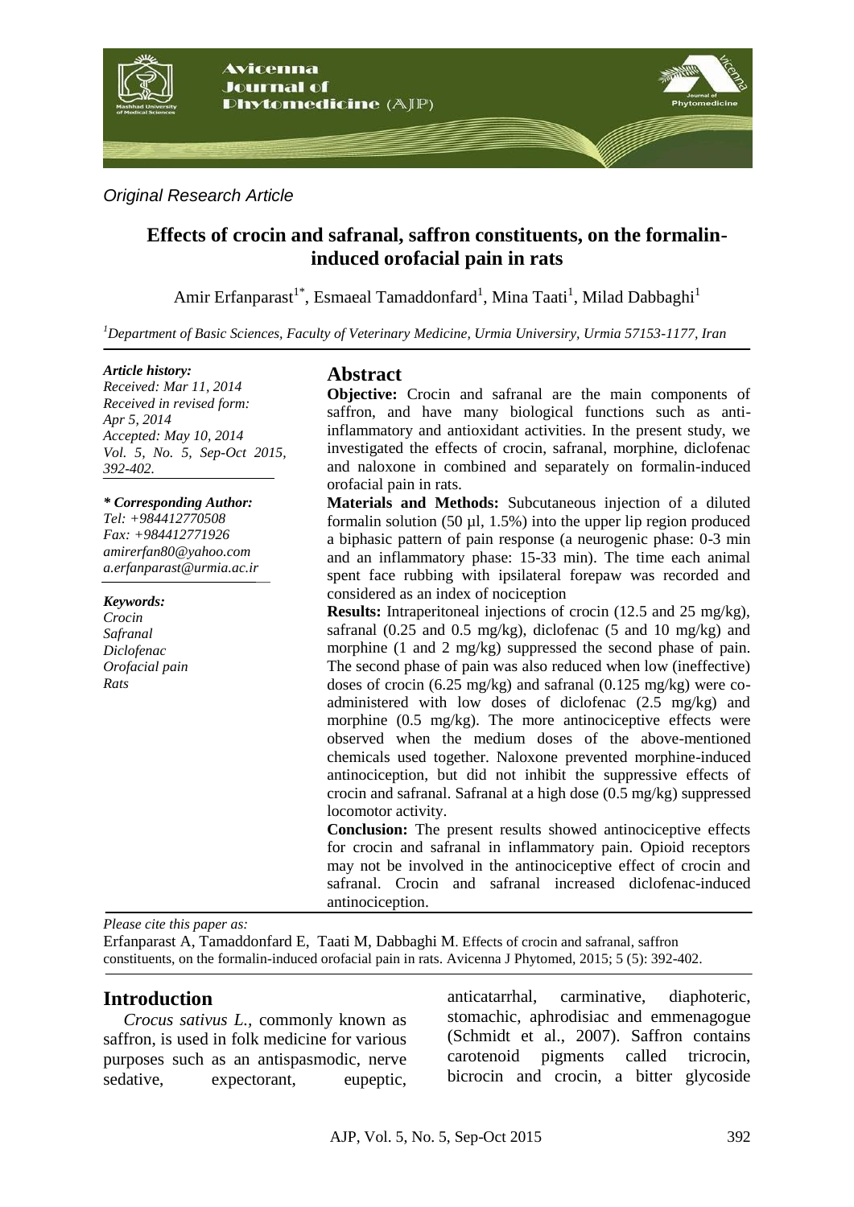*Original Research Article*

# Effects of crocin and safranal, saffron constituents, on the formalin-induced orofacial pain in rats

Amir Erfanparast[1*], Esmaeal Tamaddonfard[1], Mina Taati[1], Milad Dabbaghi[1]

[1]*Department of Basic Sciences, Faculty of Veterinary Medicine, Urmia University, Urmia 57153-1177, Iran*

***Article history:***
*Received: Mar 11, 2014*
*Received in revised form: Apr 5, 2014*
*Accepted: May 10, 2014*
*Vol. 5, No. 5, Sep-Oct 2015, 392-402.*

***\* Corresponding Author:***
*Tel: +984412770508*
*Fax: +984412771926*
*amirerfan80@yahoo.com*
*a.erfanparast@urmia.ac.ir*

***Keywords:***
*Crocin*
*Safranal*
*Diclofenac*
*Orofacial pain*
*Rats*

## Abstract

**Objective:** Crocin and safranal are the main components of saffron, and have many biological functions such as anti-inflammatory and antioxidant activities. In the present study, we investigated the effects of crocin, safranal, morphine, diclofenac and naloxone in combined and separately on formalin-induced orofacial pain in rats.

**Materials and Methods:** Subcutaneous injection of a diluted formalin solution (50 µl, 1.5%) into the upper lip region produced a biphasic pattern of pain response (a neurogenic phase: 0-3 min and an inflammatory phase: 15-33 min). The time each animal spent face rubbing with ipsilateral forepaw was recorded and considered as an index of nociception

**Results:** Intraperitoneal injections of crocin (12.5 and 25 mg/kg), safranal (0.25 and 0.5 mg/kg), diclofenac (5 and 10 mg/kg) and morphine (1 and 2 mg/kg) suppressed the second phase of pain. The second phase of pain was also reduced when low (ineffective) doses of crocin (6.25 mg/kg) and safranal (0.125 mg/kg) were co-administered with low doses of diclofenac (2.5 mg/kg) and morphine (0.5 mg/kg). The more antinociceptive effects were observed when the medium doses of the above-mentioned chemicals used together. Naloxone prevented morphine-induced antinociception, but did not inhibit the suppressive effects of crocin and safranal. Safranal at a high dose (0.5 mg/kg) suppressed locomotor activity.

**Conclusion:** The present results showed antinociceptive effects for crocin and safranal in inflammatory pain. Opioid receptors may not be involved in the antinociceptive effect of crocin and safranal. Crocin and safranal increased diclofenac-induced antinociception.

*Please cite this paper as:*
Erfanparast A, Tamaddonfard E, Taati M, Dabbaghi M. Effects of crocin and safranal, saffron constituents, on the formalin-induced orofacial pain in rats. Avicenna J Phytomed, 2015; 5 (5): 392-402.

## Introduction

*Crocus sativus L.*, commonly known as saffron, is used in folk medicine for various purposes such as an antispasmodic, nerve sedative, expectorant, eupeptic, anticatarrhal, carminative, diaphoretic, stomachic, aphrodisiac and emmenagogue (Schmidt et al., 2007). Saffron contains carotenoid pigments called tricrocin, bicrocin and crocin, a bitter glycoside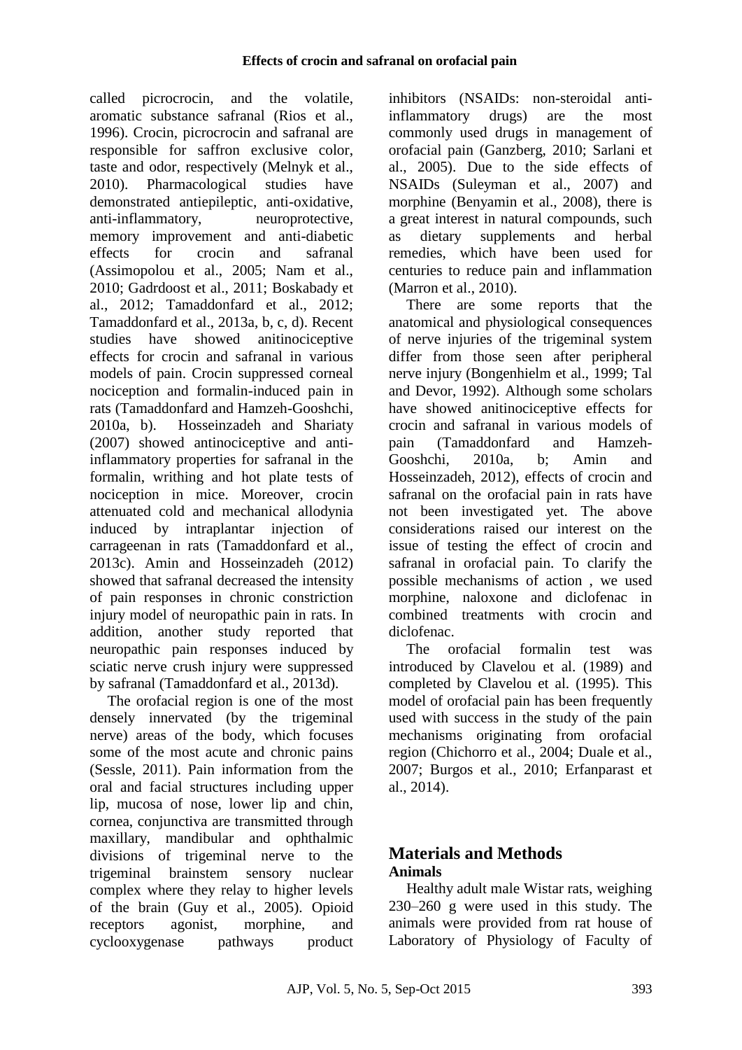called picrocrocin, and the volatile, aromatic substance safranal (Rios et al., 1996). Crocin, picrocrocin and safranal are responsible for saffron exclusive color, taste and odor, respectively (Melnyk et al., 2010). Pharmacological studies have demonstrated antiepileptic, anti-oxidative, anti-inflammatory, neuroprotective, memory improvement and anti-diabetic effects for crocin and safranal (Assimopolou et al., 2005; Nam et al., 2010; Gadrdoost et al., 2011; Boskabady et al., 2012; Tamaddonfard et al., 2012; Tamaddonfard et al., 2013a, b, c, d). Recent studies have showed anitinociceptive effects for crocin and safranal in various models of pain. Crocin suppressed corneal nociception and formalin-induced pain in rats (Tamaddonfard and Hamzeh-Gooshchi, 2010a, b). Hosseinzadeh and Shariaty (2007) showed antinociceptive and anti-inflammatory properties for safranal in the formalin, writhing and hot plate tests of nociception in mice. Moreover, crocin attenuated cold and mechanical allodynia induced by intraplantar injection of carrageenan in rats (Tamaddonfard et al., 2013c). Amin and Hosseinzadeh (2012) showed that safranal decreased the intensity of pain responses in chronic constriction injury model of neuropathic pain in rats. In addition, another study reported that neuropathic pain responses induced by sciatic nerve crush injury were suppressed by safranal (Tamaddonfard et al., 2013d).

The orofacial region is one of the most densely innervated (by the trigeminal nerve) areas of the body, which focuses some of the most acute and chronic pains (Sessle, 2011). Pain information from the oral and facial structures including upper lip, mucosa of nose, lower lip and chin, cornea, conjunctiva are transmitted through maxillary, mandibular and ophthalmic divisions of trigeminal nerve to the trigeminal brainstem sensory nuclear complex where they relay to higher levels of the brain (Guy et al., 2005). Opioid receptors agonist, morphine, and cyclooxygenase pathways product inhibitors (NSAIDs: non-steroidal anti-inflammatory drugs) are the most commonly used drugs in management of orofacial pain (Ganzberg, 2010; Sarlani et al., 2005). Due to the side effects of NSAIDs (Suleyman et al., 2007) and morphine (Benyamin et al., 2008), there is a great interest in natural compounds, such as dietary supplements and herbal remedies, which have been used for centuries to reduce pain and inflammation (Marron et al., 2010).

There are some reports that the anatomical and physiological consequences of nerve injuries of the trigeminal system differ from those seen after peripheral nerve injury (Bongenhielm et al., 1999; Tal and Devor, 1992). Although some scholars have showed anitinociceptive effects for crocin and safranal in various models of pain (Tamaddonfard and Hamzeh-Gooshchi, 2010a, b; Amin and Hosseinzadeh, 2012), effects of crocin and safranal on the orofacial pain in rats have not been investigated yet. The above considerations raised our interest on the issue of testing the effect of crocin and safranal in orofacial pain. To clarify the possible mechanisms of action , we used morphine, naloxone and diclofenac in combined treatments with crocin and diclofenac.

The orofacial formalin test was introduced by Clavelou et al. (1989) and completed by Clavelou et al. (1995). This model of orofacial pain has been frequently used with success in the study of the pain mechanisms originating from orofacial region (Chichorro et al., 2004; Duale et al., 2007; Burgos et al., 2010; Erfanparast et al., 2014).

## Materials and Methods

### Animals

Healthy adult male Wistar rats, weighing 230–260 g were used in this study. The animals were provided from rat house of Laboratory of Physiology of Faculty of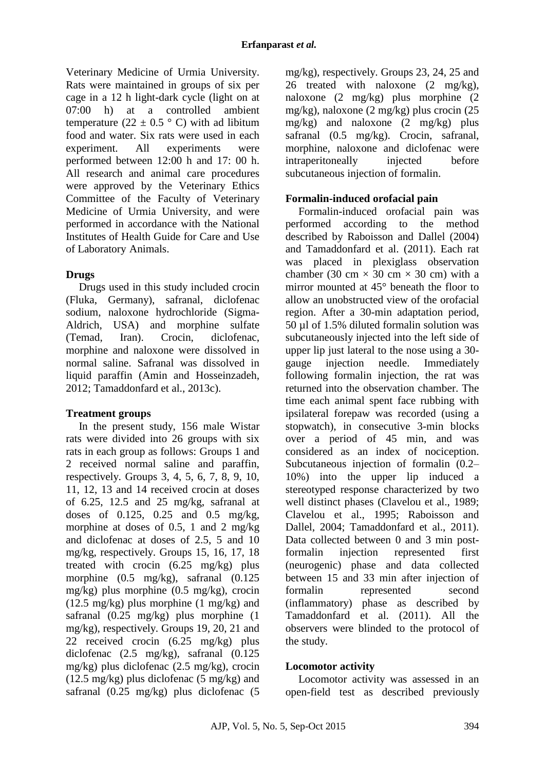Veterinary Medicine of Urmia University. Rats were maintained in groups of six per cage in a 12 h light-dark cycle (light on at 07:00 h) at a controlled ambient temperature (22 ± 0.5 ° C) with ad libitum food and water. Six rats were used in each experiment. All experiments were performed between 12:00 h and 17: 00 h. All research and animal care procedures were approved by the Veterinary Ethics Committee of the Faculty of Veterinary Medicine of Urmia University, and were performed in accordance with the National Institutes of Health Guide for Care and Use of Laboratory Animals.

## Drugs

Drugs used in this study included crocin (Fluka, Germany), safranal, diclofenac sodium, naloxone hydrochloride (Sigma-Aldrich, USA) and morphine sulfate (Temad, Iran). Crocin, diclofenac, morphine and naloxone were dissolved in normal saline. Safranal was dissolved in liquid paraffin (Amin and Hosseinzadeh, 2012; Tamaddonfard et al., 2013c).

## Treatment groups

In the present study, 156 male Wistar rats were divided into 26 groups with six rats in each group as follows: Groups 1 and 2 received normal saline and paraffin, respectively. Groups 3, 4, 5, 6, 7, 8, 9, 10, 11, 12, 13 and 14 received crocin at doses of 6.25, 12.5 and 25 mg/kg, safranal at doses of 0.125, 0.25 and 0.5 mg/kg, morphine at doses of 0.5, 1 and 2 mg/kg and diclofenac at doses of 2.5, 5 and 10 mg/kg, respectively. Groups 15, 16, 17, 18 treated with crocin (6.25 mg/kg) plus morphine (0.5 mg/kg), safranal (0.125 mg/kg) plus morphine (0.5 mg/kg), crocin (12.5 mg/kg) plus morphine (1 mg/kg) and safranal (0.25 mg/kg) plus morphine (1 mg/kg), respectively. Groups 19, 20, 21 and 22 received crocin (6.25 mg/kg) plus diclofenac (2.5 mg/kg), safranal (0.125 mg/kg) plus diclofenac (2.5 mg/kg), crocin (12.5 mg/kg) plus diclofenac (5 mg/kg) and safranal (0.25 mg/kg) plus diclofenac (5 mg/kg), respectively. Groups 23, 24, 25 and 26 treated with naloxone (2 mg/kg), naloxone (2 mg/kg) plus morphine (2 mg/kg), naloxone (2 mg/kg) plus crocin (25 mg/kg) and naloxone (2 mg/kg) plus safranal (0.5 mg/kg). Crocin, safranal, morphine, naloxone and diclofenac were intraperitoneally injected before subcutaneous injection of formalin.

## Formalin-induced orofacial pain

Formalin-induced orofacial pain was performed according to the method described by Raboisson and Dallel (2004) and Tamaddonfard et al. (2011). Each rat was placed in plexiglass observation chamber (30 cm × 30 cm × 30 cm) with a mirror mounted at 45° beneath the floor to allow an unobstructed view of the orofacial region. After a 30-min adaptation period, 50 µl of 1.5% diluted formalin solution was subcutaneously injected into the left side of upper lip just lateral to the nose using a 30-gauge injection needle. Immediately following formalin injection, the rat was returned into the observation chamber. The time each animal spent face rubbing with ipsilateral forepaw was recorded (using a stopwatch), in consecutive 3-min blocks over a period of 45 min, and was considered as an index of nociception. Subcutaneous injection of formalin (0.2–10%) into the upper lip induced a stereotyped response characterized by two well distinct phases (Clavelou et al., 1989; Clavelou et al., 1995; Raboisson and Dallel, 2004; Tamaddonfard et al., 2011). Data collected between 0 and 3 min post-formalin injection represented first (neurogenic) phase and data collected between 15 and 33 min after injection of formalin represented second (inflammatory) phase as described by Tamaddonfard et al. (2011). All the observers were blinded to the protocol of the study.

## Locomotor activity

Locomotor activity was assessed in an open-field test as described previously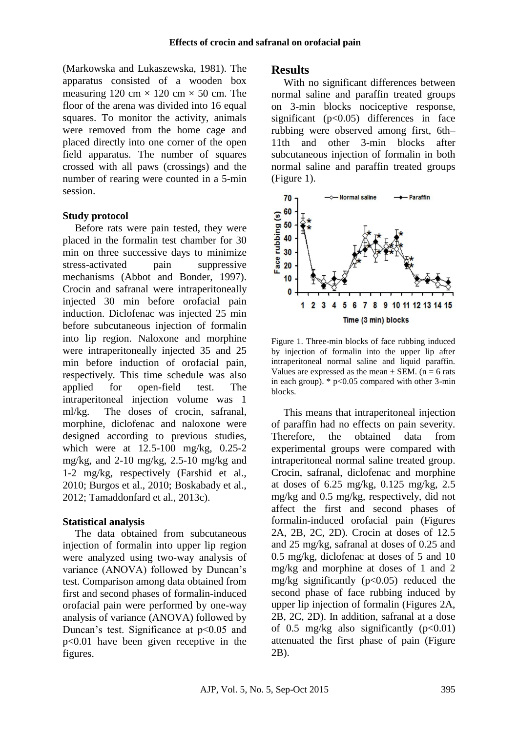(Markowska and Lukaszewska, 1981). The apparatus consisted of a wooden box measuring 120 cm × 120 cm × 50 cm. The floor of the arena was divided into 16 equal squares. To monitor the activity, animals were removed from the home cage and placed directly into one corner of the open field apparatus. The number of squares crossed with all paws (crossings) and the number of rearing were counted in a 5-min session.

### Study protocol

Before rats were pain tested, they were placed in the formalin test chamber for 30 min on three successive days to minimize stress-activated pain suppressive mechanisms (Abbot and Bonder, 1997). Crocin and safranal were intraperitoneally injected 30 min before orofacial pain induction. Diclofenac was injected 25 min before subcutaneous injection of formalin into lip region. Naloxone and morphine were intraperitoneally injected 35 and 25 min before induction of orofacial pain, respectively. This time schedule was also applied for open-field test. The intraperitoneal injection volume was 1 ml/kg. The doses of crocin, safranal, morphine, diclofenac and naloxone were designed according to previous studies, which were at 12.5-100 mg/kg, 0.25-2 mg/kg, and 2-10 mg/kg, 2.5-10 mg/kg and 1-2 mg/kg, respectively (Farshid et al., 2010; Burgos et al., 2010; Boskabady et al., 2012; Tamaddonfard et al., 2013c).

### Statistical analysis

The data obtained from subcutaneous injection of formalin into upper lip region were analyzed using two-way analysis of variance (ANOVA) followed by Duncan's test. Comparison among data obtained from first and second phases of formalin-induced orofacial pain were performed by one-way analysis of variance (ANOVA) followed by Duncan's test. Significance at $p<0.05$ and $p<0.01$ have been given receptive in the figures.

## Results

With no significant differences between normal saline and paraffin treated groups on 3-min blocks nociceptive response, significant ($p<0.05$) differences in face rubbing were observed among first, 6th–11th and other 3-min blocks after subcutaneous injection of formalin in both normal saline and paraffin treated groups (Figure 1).

Figure 1. Three-min blocks of face rubbing induced by injection of formalin into the upper lip after intraperitoneal normal saline and liquid paraffin. Values are expressed as the mean ± SEM. (n = 6 rats in each group). * $p<0.05$ compared with other 3-min blocks.

This means that intraperitoneal injection of paraffin had no effects on pain severity. Therefore, the obtained data from experimental groups were compared with intraperitoneal normal saline treated group. Crocin, safranal, diclofenac and morphine at doses of 6.25 mg/kg, 0.125 mg/kg, 2.5 mg/kg and 0.5 mg/kg, respectively, did not affect the first and second phases of formalin-induced orofacial pain (Figures 2A, 2B, 2C, 2D). Crocin at doses of 12.5 and 25 mg/kg, safranal at doses of 0.25 and 0.5 mg/kg, diclofenac at doses of 5 and 10 mg/kg and morphine at doses of 1 and 2 mg/kg significantly ($p<0.05$) reduced the second phase of face rubbing induced by upper lip injection of formalin (Figures 2A, 2B, 2C, 2D). In addition, safranal at a dose of 0.5 mg/kg also significantly ($p<0.01$) attenuated the first phase of pain (Figure 2B).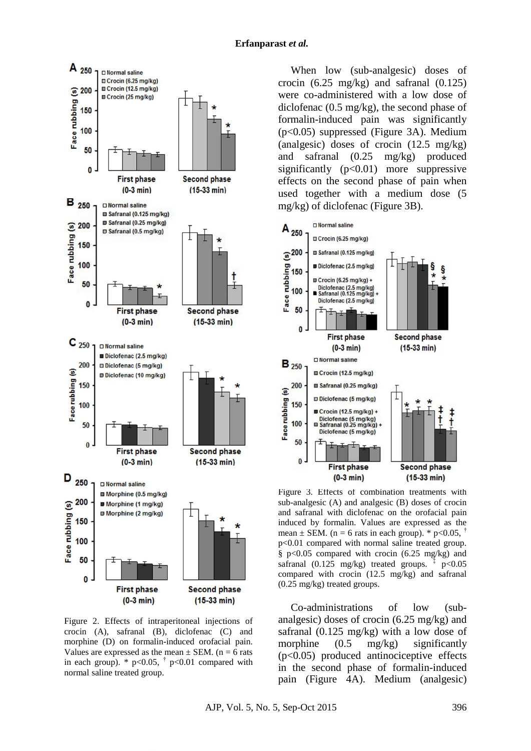Figure 2. Effects of intraperitoneal injections of crocin (A), safranal (B), diclofenac (C) and morphine (D) on formalin-induced orofacial pain. Values are expressed as the mean ± SEM. (n = 6 rats in each group). * $p<0.05$, † $p<0.01$ compared with normal saline treated group.

When low (sub-analgesic) doses of crocin (6.25 mg/kg) and safranal (0.125) were co-administered with a low dose of diclofenac (0.5 mg/kg), the second phase of formalin-induced pain was significantly ($p<0.05$) suppressed (Figure 3A). Medium (analgesic) doses of crocin (12.5 mg/kg) and safranal (0.25 mg/kg) produced significantly ($p<0.01$) more suppressive effects on the second phase of pain when used together with a medium dose (5 mg/kg) of diclofenac (Figure 3B).

Figure 3. Effects of combination treatments with sub-analgesic (A) and analgesic (B) doses of crocin and safranal with diclofenac on the orofacial pain induced by formalin. Values are expressed as the mean ± SEM. (n = 6 rats in each group). * $p<0.05$, † $p<0.01$ compared with normal saline treated group. § $p<0.05$ compared with crocin (6.25 mg/kg) and safranal (0.125 mg/kg) treated groups. ‡ $p<0.05$ compared with crocin (12.5 mg/kg) and safranal (0.25 mg/kg) treated groups.

Co-administrations of low (sub-analgesic) doses of crocin (6.25 mg/kg) and safranal (0.125 mg/kg) with a low dose of morphine (0.5 mg/kg) significantly ($p<0.05$) produced antinociceptive effects in the second phase of formalin-induced pain (Figure 4A). Medium (analgesic)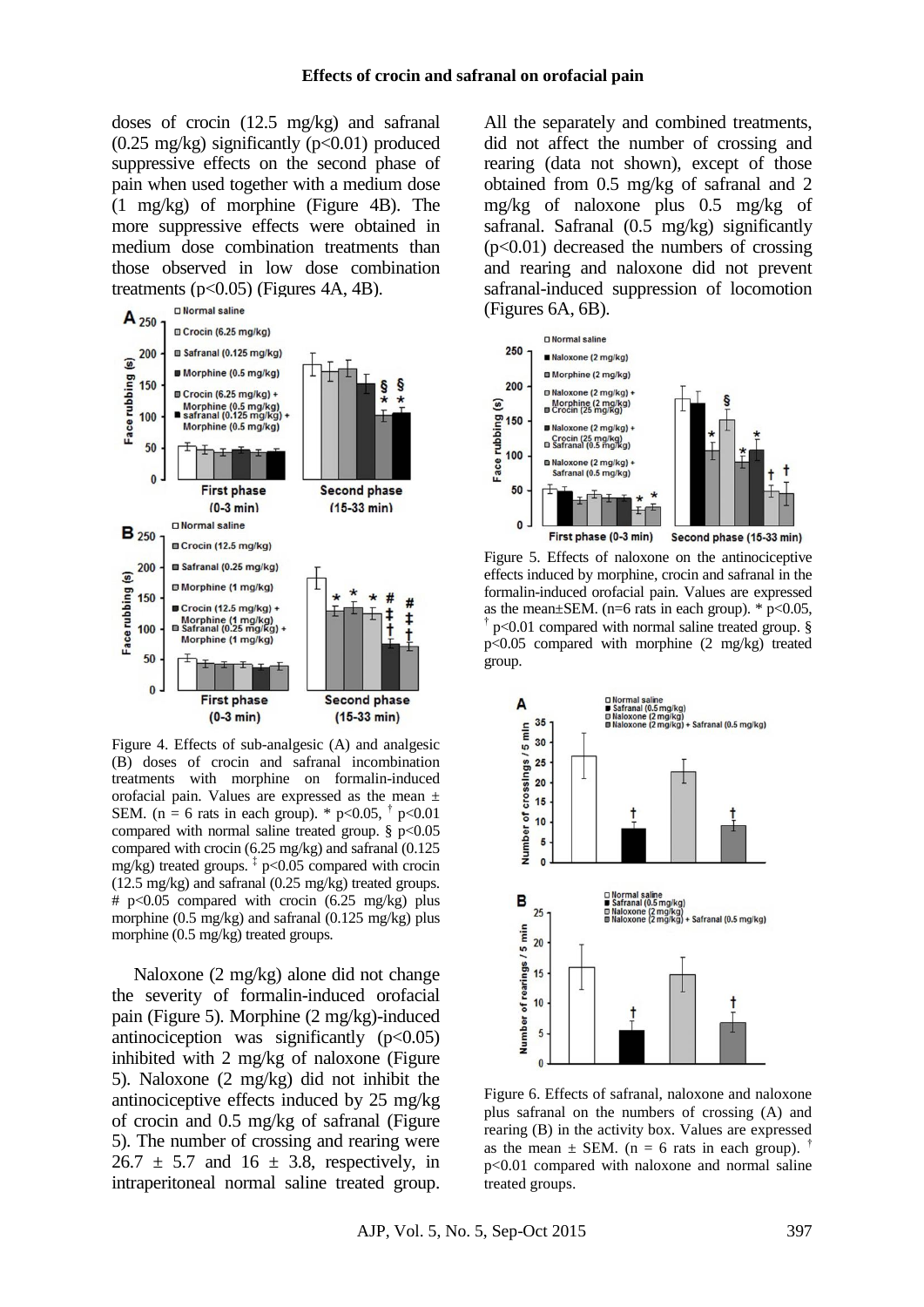doses of crocin (12.5 mg/kg) and safranal (0.25 mg/kg) significantly ($p<0.01$) produced suppressive effects on the second phase of pain when used together with a medium dose (1 mg/kg) of morphine (Figure 4B). The more suppressive effects were obtained in medium dose combination treatments than those observed in low dose combination treatments ($p<0.05$) (Figures 4A, 4B).

Figure 4. Effects of sub-analgesic (A) and analgesic (B) doses of crocin and safranal incombination treatments with morphine on formalin-induced orofacial pain. Values are expressed as the mean ± SEM. (n = 6 rats in each group). * $p<0.05$, † $p<0.01$ compared with normal saline treated group. § $p<0.05$ compared with crocin (6.25 mg/kg) and safranal (0.125 mg/kg) treated groups. ‡ $p<0.05$ compared with crocin (12.5 mg/kg) and safranal (0.25 mg/kg) treated groups. # $p<0.05$ compared with crocin (6.25 mg/kg) plus morphine (0.5 mg/kg) and safranal (0.125 mg/kg) plus morphine (0.5 mg/kg) treated groups.

Naloxone (2 mg/kg) alone did not change the severity of formalin-induced orofacial pain (Figure 5). Morphine (2 mg/kg)-induced antinociception was significantly ($p<0.05$) inhibited with 2 mg/kg of naloxone (Figure 5). Naloxone (2 mg/kg) did not inhibit the antinociceptive effects induced by 25 mg/kg of crocin and 0.5 mg/kg of safranal (Figure 5). The number of crossing and rearing were 26.7 ± 5.7 and 16 ± 3.8, respectively, in intraperitoneal normal saline treated group. All the separately and combined treatments, did not affect the number of crossing and rearing (data not shown), except of those obtained from 0.5 mg/kg of safranal and 2 mg/kg of naloxone plus 0.5 mg/kg of safranal. Safranal (0.5 mg/kg) significantly ($p<0.01$) decreased the numbers of crossing and rearing and naloxone did not prevent safranal-induced suppression of locomotion (Figures 6A, 6B).

Figure 5. Effects of naloxone on the antinociceptive effects induced by morphine, crocin and safranal in the formalin-induced orofacial pain. Values are expressed as the mean±SEM. (n=6 rats in each group). * $p<0.05$, † $p<0.01$ compared with normal saline treated group. § $p<0.05$ compared with morphine (2 mg/kg) treated group.

Figure 6. Effects of safranal, naloxone and naloxone plus safranal on the numbers of crossing (A) and rearing (B) in the activity box. Values are expressed as the mean ± SEM. (n = 6 rats in each group). † $p<0.01$ compared with naloxone and normal saline treated groups.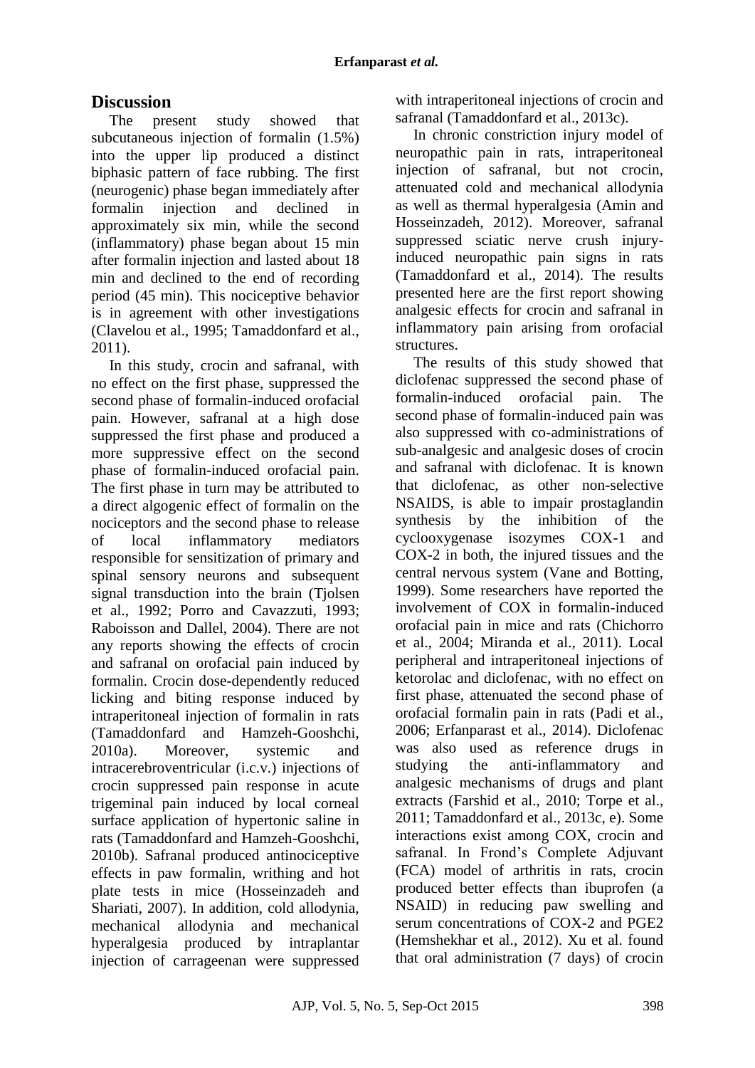## Discussion

The present study showed that subcutaneous injection of formalin (1.5%) into the upper lip produced a distinct biphasic pattern of face rubbing. The first (neurogenic) phase began immediately after formalin injection and declined in approximately six min, while the second (inflammatory) phase began about 15 min after formalin injection and lasted about 18 min and declined to the end of recording period (45 min). This nociceptive behavior is in agreement with other investigations (Clavelou et al., 1995; Tamaddonfard et al., 2011).

In this study, crocin and safranal, with no effect on the first phase, suppressed the second phase of formalin-induced orofacial pain. However, safranal at a high dose suppressed the first phase and produced a more suppressive effect on the second phase of formalin-induced orofacial pain. The first phase in turn may be attributed to a direct algogenic effect of formalin on the nociceptors and the second phase to release of local inflammatory mediators responsible for sensitization of primary and spinal sensory neurons and subsequent signal transduction into the brain (Tjolsen et al., 1992; Porro and Cavazzuti, 1993; Raboisson and Dallel, 2004). There are not any reports showing the effects of crocin and safranal on orofacial pain induced by formalin. Crocin dose-dependently reduced licking and biting response induced by intraperitoneal injection of formalin in rats (Tamaddonfard and Hamzeh-Gooshchi, 2010a). Moreover, systemic and intracerebroventricular (i.c.v.) injections of crocin suppressed pain response in acute trigeminal pain induced by local corneal surface application of hypertonic saline in rats (Tamaddonfard and Hamzeh-Gooshchi, 2010b). Safranal produced antinociceptive effects in paw formalin, writhing and hot plate tests in mice (Hosseinzadeh and Shariati, 2007). In addition, cold allodynia, mechanical allodynia and mechanical hyperalgesia produced by intraplantar injection of carrageenan were suppressed with intraperitoneal injections of crocin and safranal (Tamaddonfard et al., 2013c).

In chronic constriction injury model of neuropathic pain in rats, intraperitoneal injection of safranal, but not crocin, attenuated cold and mechanical allodynia as well as thermal hyperalgesia (Amin and Hosseinzadeh, 2012). Moreover, safranal suppressed sciatic nerve crush injury-induced neuropathic pain signs in rats (Tamaddonfard et al., 2014). The results presented here are the first report showing analgesic effects for crocin and safranal in inflammatory pain arising from orofacial structures.

The results of this study showed that diclofenac suppressed the second phase of formalin-induced orofacial pain. The second phase of formalin-induced pain was also suppressed with co-administrations of sub-analgesic and analgesic doses of crocin and safranal with diclofenac. It is known that diclofenac, as other non-selective NSAIDS, is able to impair prostaglandin synthesis by the inhibition of the cyclooxygenase isozymes COX-1 and COX-2 in both, the injured tissues and the central nervous system (Vane and Botting, 1999). Some researchers have reported the involvement of COX in formalin-induced orofacial pain in mice and rats (Chichorro et al., 2004; Miranda et al., 2011). Local peripheral and intraperitoneal injections of ketorolac and diclofenac, with no effect on first phase, attenuated the second phase of orofacial formalin pain in rats (Padi et al., 2006; Erfanparast et al., 2014). Diclofenac was also used as reference drugs in studying the anti-inflammatory and analgesic mechanisms of drugs and plant extracts (Farshid et al., 2010; Torpe et al., 2011; Tamaddonfard et al., 2013c, e). Some interactions exist among COX, crocin and safranal. In Frond's Complete Adjuvant (FCA) model of arthritis in rats, crocin produced better effects than ibuprofen (a NSAID) in reducing paw swelling and serum concentrations of COX-2 and PGE2 (Hemshekhar et al., 2012). Xu et al. found that oral administration (7 days) of crocin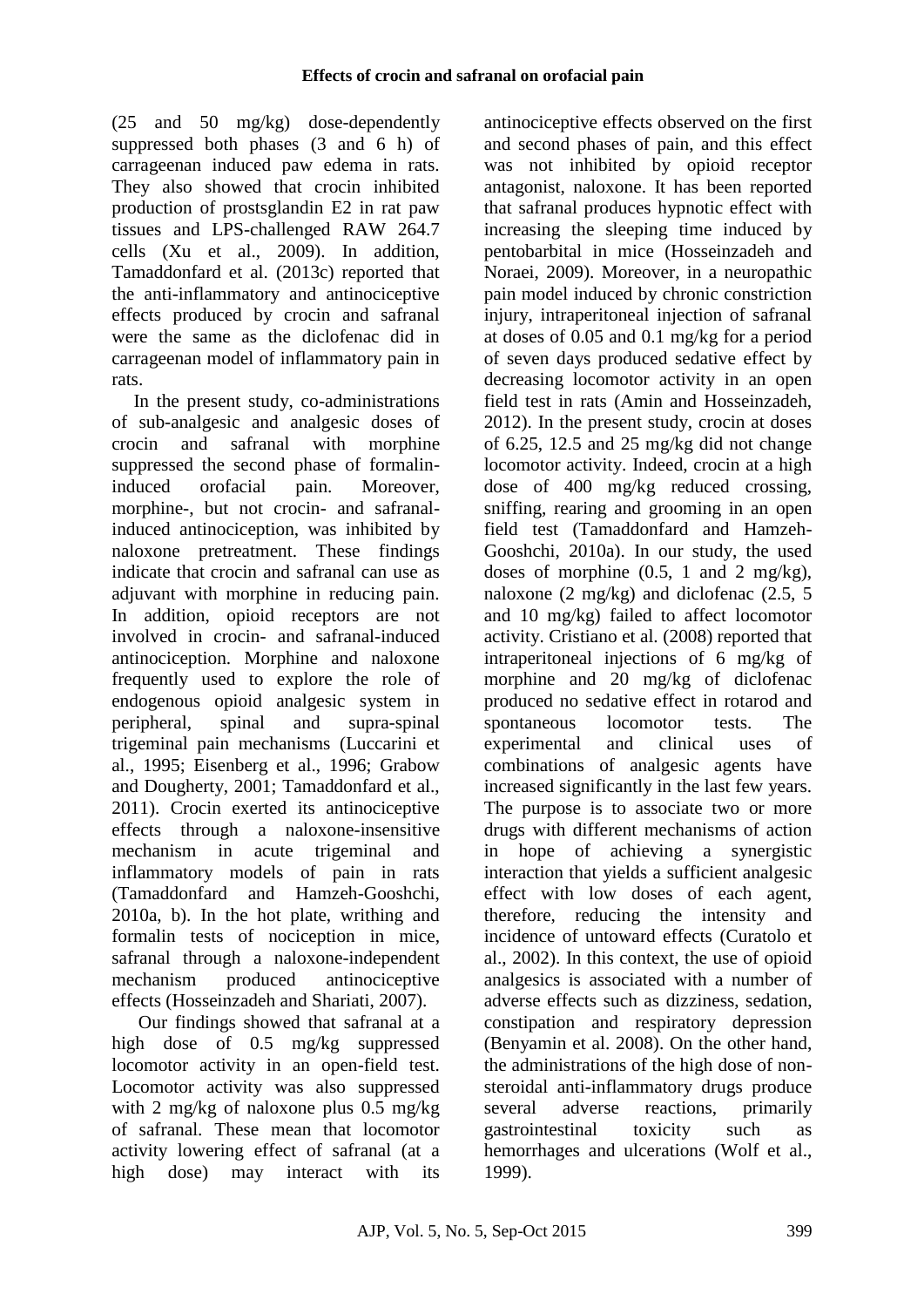(25 and 50 mg/kg) dose-dependently suppressed both phases (3 and 6 h) of carrageenan induced paw edema in rats. They also showed that crocin inhibited production of prostsglandin E2 in rat paw tissues and LPS-challenged RAW 264.7 cells (Xu et al., 2009). In addition, Tamaddonfard et al. (2013c) reported that the anti-inflammatory and antinociceptive effects produced by crocin and safranal were the same as the diclofenac did in carrageenan model of inflammatory pain in rats.

In the present study, co-administrations of sub-analgesic and analgesic doses of crocin and safranal with morphine suppressed the second phase of formalin-induced orofacial pain. Moreover, morphine-, but not crocin- and safranal-induced antinociception, was inhibited by naloxone pretreatment. These findings indicate that crocin and safranal can use as adjuvant with morphine in reducing pain. In addition, opioid receptors are not involved in crocin- and safranal-induced antinociception. Morphine and naloxone frequently used to explore the role of endogenous opioid analgesic system in peripheral, spinal and supra-spinal trigeminal pain mechanisms (Luccarini et al., 1995; Eisenberg et al., 1996; Grabow and Dougherty, 2001; Tamaddonfard et al., 2011). Crocin exerted its antinociceptive effects through a naloxone-insensitive mechanism in acute trigeminal and inflammatory models of pain in rats (Tamaddonfard and Hamzeh-Gooshchi, 2010a, b). In the hot plate, writhing and formalin tests of nociception in mice, safranal through a naloxone-independent mechanism produced antinociceptive effects (Hosseinzadeh and Shariati, 2007).

Our findings showed that safranal at a high dose of 0.5 mg/kg suppressed locomotor activity in an open-field test. Locomotor activity was also suppressed with 2 mg/kg of naloxone plus 0.5 mg/kg of safranal. These mean that locomotor activity lowering effect of safranal (at a high dose) may interact with its antinociceptive effects observed on the first and second phases of pain, and this effect was not inhibited by opioid receptor antagonist, naloxone. It has been reported that safranal produces hypnotic effect with increasing the sleeping time induced by pentobarbital in mice (Hosseinzadeh and Noraei, 2009). Moreover, in a neuropathic pain model induced by chronic constriction injury, intraperitoneal injection of safranal at doses of 0.05 and 0.1 mg/kg for a period of seven days produced sedative effect by decreasing locomotor activity in an open field test in rats (Amin and Hosseinzadeh, 2012). In the present study, crocin at doses of 6.25, 12.5 and 25 mg/kg did not change locomotor activity. Indeed, crocin at a high dose of 400 mg/kg reduced crossing, sniffing, rearing and grooming in an open field test (Tamaddonfard and Hamzeh-Gooshchi, 2010a). In our study, the used doses of morphine (0.5, 1 and 2 mg/kg), naloxone (2 mg/kg) and diclofenac (2.5, 5 and 10 mg/kg) failed to affect locomotor activity. Cristiano et al. (2008) reported that intraperitoneal injections of 6 mg/kg of morphine and 20 mg/kg of diclofenac produced no sedative effect in rotarod and spontaneous locomotor tests. The experimental and clinical uses of combinations of analgesic agents have increased significantly in the last few years. The purpose is to associate two or more drugs with different mechanisms of action in hope of achieving a synergistic interaction that yields a sufficient analgesic effect with low doses of each agent, therefore, reducing the intensity and incidence of untoward effects (Curatolo et al., 2002). In this context, the use of opioid analgesics is associated with a number of adverse effects such as dizziness, sedation, constipation and respiratory depression (Benyamin et al. 2008). On the other hand, the administrations of the high dose of non-steroidal anti-inflammatory drugs produce several adverse reactions, primarily gastrointestinal toxicity such as hemorrhages and ulcerations (Wolf et al., 1999).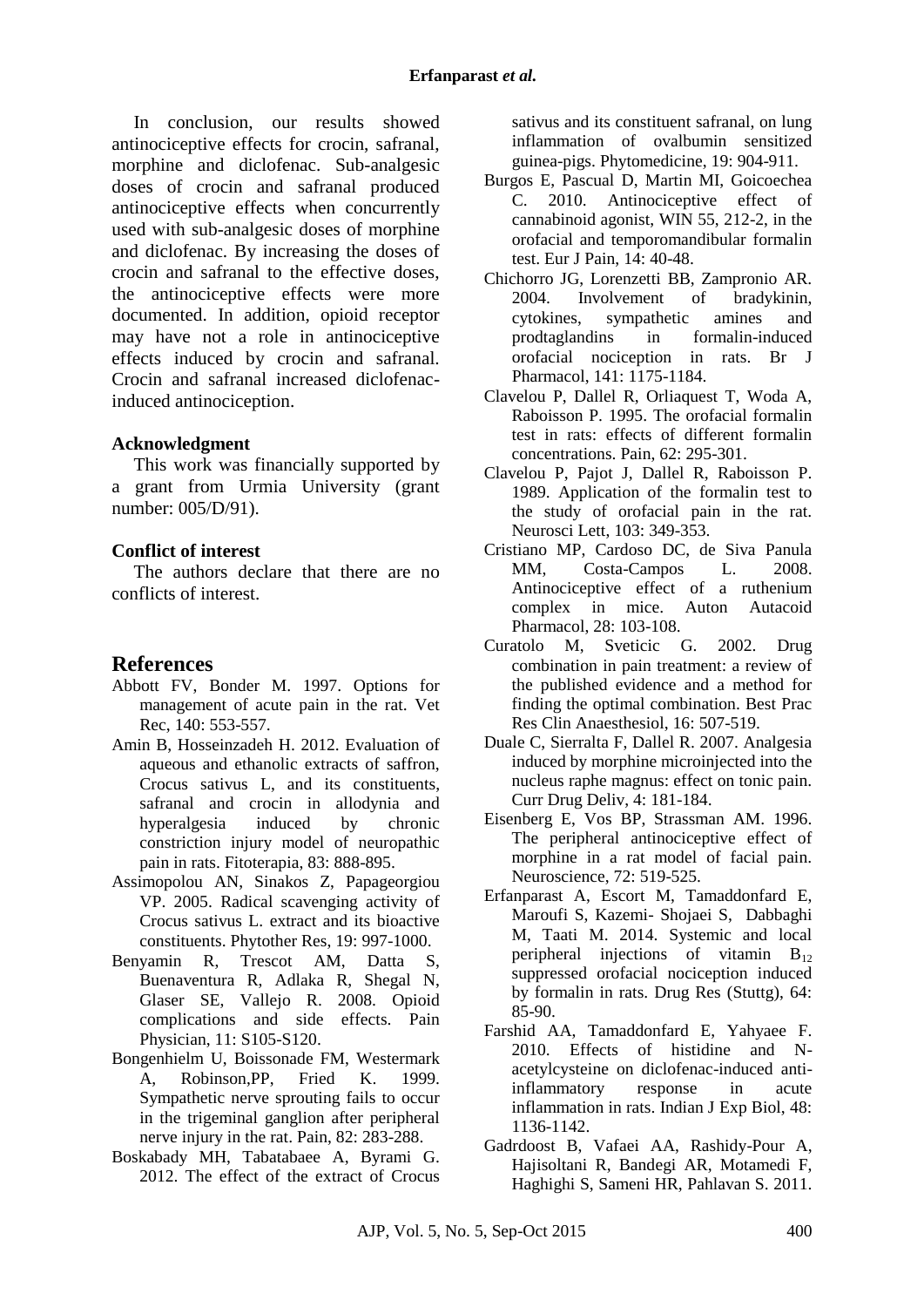In conclusion, our results showed antinociceptive effects for crocin, safranal, morphine and diclofenac. Sub-analgesic doses of crocin and safranal produced antinociceptive effects when concurrently used with sub-analgesic doses of morphine and diclofenac. By increasing the doses of crocin and safranal to the effective doses, the antinociceptive effects were more documented. In addition, opioid receptor may have not a role in antinociceptive effects induced by crocin and safranal. Crocin and safranal increased diclofenac-induced antinociception.

### Acknowledgment

This work was financially supported by a grant from Urmia University (grant number: 005/D/91).

### Conflict of interest

The authors declare that there are no conflicts of interest.

## References

Abbott FV, Bonder M. 1997. Options for management of acute pain in the rat. Vet Rec, 140: 553-557.

Amin B, Hosseinzadeh H. 2012. Evaluation of aqueous and ethanolic extracts of saffron, Crocus sativus L, and its constituents, safranal and crocin in allodynia and hyperalgesia induced by chronic constriction injury model of neuropathic pain in rats. Fitoterapia, 83: 888-895.

Assimopolou AN, Sinakos Z, Papageorgiou VP. 2005. Radical scavenging activity of Crocus sativus L. extract and its bioactive constituents. Phytother Res, 19: 997-1000.

Benyamin R, Trescot AM, Datta S, Buenaventura R, Adlaka R, Shegal N, Glaser SE, Vallejo R. 2008. Opioid complications and side effects. Pain Physician, 11: S105-S120.

Bongenhielm U, Boissonade FM, Westermark A, Robinson,PP, Fried K. 1999. Sympathetic nerve sprouting fails to occur in the trigeminal ganglion after peripheral nerve injury in the rat. Pain, 82: 283-288.

Boskabady MH, Tabatabaee A, Byrami G. 2012. The effect of the extract of Crocus sativus and its constituent safranal, on lung inflammation of ovalbumin sensitized guinea-pigs. Phytomedicine, 19: 904-911.

Burgos E, Pascual D, Martin MI, Goicoechea C. 2010. Antinociceptive effect of cannabinoid agonist, WIN 55, 212-2, in the orofacial and temporomandibular formalin test. Eur J Pain, 14: 40-48.

Chichorro JG, Lorenzetti BB, Zampronio AR. 2004. Involvement of bradykinin, cytokines, sympathetic amines and prodtaglandins in formalin-induced orofacial nociception in rats. Br J Pharmacol, 141: 1175-1184.

Clavelou P, Dallel R, Orliaquest T, Woda A, Raboisson P. 1995. The orofacial formalin test in rats: effects of different formalin concentrations. Pain, 62: 295-301.

Clavelou P, Pajot J, Dallel R, Raboisson P. 1989. Application of the formalin test to the study of orofacial pain in the rat. Neurosci Lett, 103: 349-353.

Cristiano MP, Cardoso DC, de Siva Panula MM, Costa-Campos L. 2008. Antinociceptive effect of a ruthenium complex in mice. Auton Autacoid Pharmacol, 28: 103-108.

Curatolo M, Sveticic G. 2002. Drug combination in pain treatment: a review of the published evidence and a method for finding the optimal combination. Best Prac Res Clin Anaesthesiol, 16: 507-519.

Duale C, Sierralta F, Dallel R. 2007. Analgesia induced by morphine microinjected into the nucleus raphe magnus: effect on tonic pain. Curr Drug Deliv, 4: 181-184.

Eisenberg E, Vos BP, Strassman AM. 1996. The peripheral antinociceptive effect of morphine in a rat model of facial pain. Neuroscience, 72: 519-525.

Erfanparast A, Escort M, Tamaddonfard E, Maroufi S, Kazemi- Shojaei S, Dabbaghi M, Taati M. 2014. Systemic and local peripheral injections of vitamin $B_{12}$ suppressed orofacial nociception induced by formalin in rats. Drug Res (Stuttg), 64: 85-90.

Farshid AA, Tamaddonfard E, Yahyaee F. 2010. Effects of histidine and N-acetylcysteine on diclofenac-induced anti-inflammatory response in acute inflammation in rats. Indian J Exp Biol, 48: 1136-1142.

Gadrdoost B, Vafaei AA, Rashidy-Pour A, Hajisoltani R, Bandegi AR, Motamedi F, Haghighi S, Sameni HR, Pahlavan S. 2011.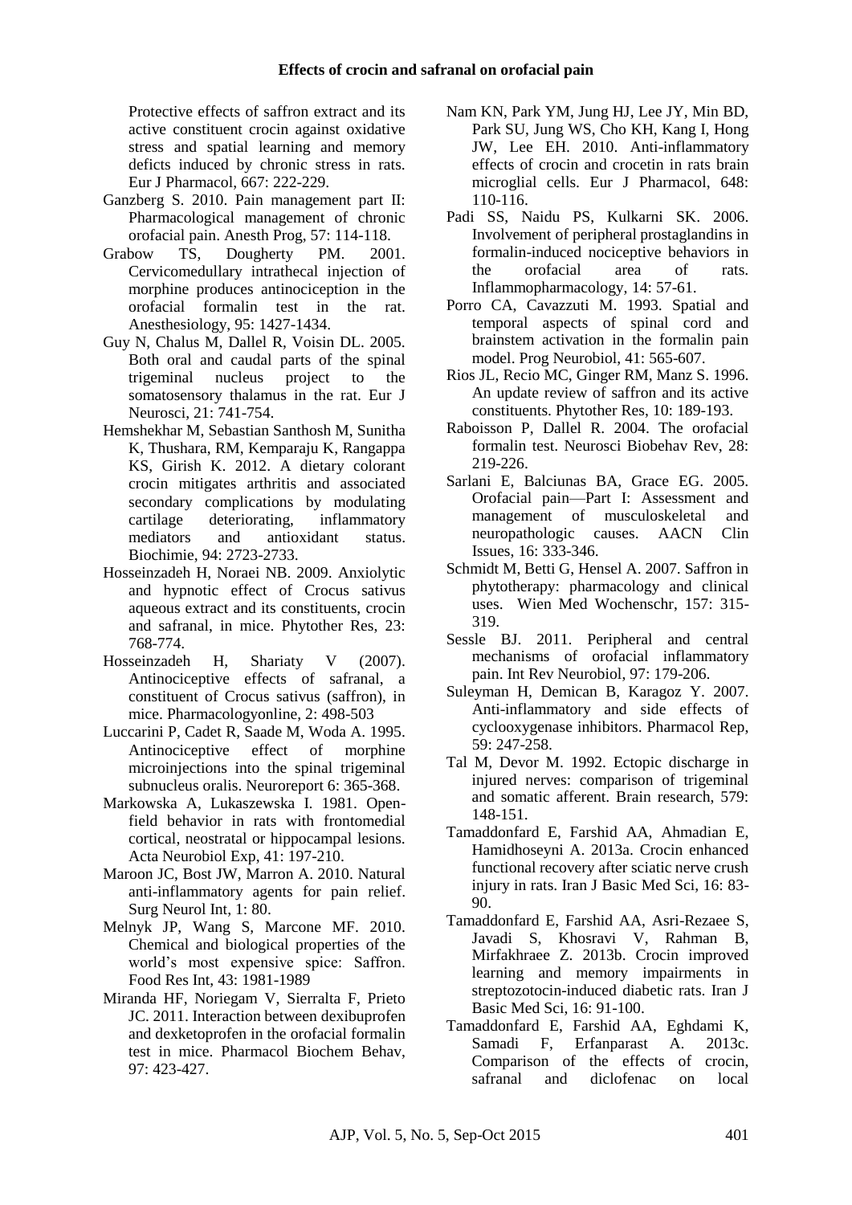Protective effects of saffron extract and its active constituent crocin against oxidative stress and spatial learning and memory deficts induced by chronic stress in rats. Eur J Pharmacol, 667: 222-229.

Ganzberg S. 2010. Pain management part II: Pharmacological management of chronic orofacial pain. Anesth Prog, 57: 114-118.

Grabow TS, Dougherty PM. 2001. Cervicomedullary intrathecal injection of morphine produces antinociception in the orofacial formalin test in the rat. Anesthesiology, 95: 1427-1434.

Guy N, Chalus M, Dallel R, Voisin DL. 2005. Both oral and caudal parts of the spinal trigeminal nucleus project to the somatosensory thalamus in the rat. Eur J Neurosci, 21: 741-754.

Hemshekhar M, Sebastian Santhosh M, Sunitha K, Thushara, RM, Kemparaju K, Rangappa KS, Girish K. 2012. A dietary colorant crocin mitigates arthritis and associated secondary complications by modulating cartilage deteriorating, inflammatory mediators and antioxidant status. Biochimie, 94: 2723-2733.

Hosseinzadeh H, Noraei NB. 2009. Anxiolytic and hypnotic effect of Crocus sativus aqueous extract and its constituents, crocin and safranal, in mice. Phytother Res, 23: 768-774.

Hosseinzadeh H, Shariaty V (2007). Antinociceptive effects of safranal, a constituent of Crocus sativus (saffron), in mice. Pharmacologyonline, 2: 498-503

Luccarini P, Cadet R, Saade M, Woda A. 1995. Antinociceptive effect of morphine microinjections into the spinal trigeminal subnucleus oralis. Neuroreport 6: 365-368.

Markowska A, Lukaszewska I. 1981. Open-field behavior in rats with frontomedial cortical, neostratal or hippocampal lesions. Acta Neurobiol Exp, 41: 197-210.

Maroon JC, Bost JW, Marron A. 2010. Natural anti-inflammatory agents for pain relief. Surg Neurol Int, 1: 80.

Melnyk JP, Wang S, Marcone MF. 2010. Chemical and biological properties of the world's most expensive spice: Saffron. Food Res Int, 43: 1981-1989

Miranda HF, Noriegam V, Sierralta F, Prieto JC. 2011. Interaction between dexibuprofen and dexketoprofen in the orofacial formalin test in mice. Pharmacol Biochem Behav, 97: 423-427.

Nam KN, Park YM, Jung HJ, Lee JY, Min BD, Park SU, Jung WS, Cho KH, Kang I, Hong JW, Lee EH. 2010. Anti-inflammatory effects of crocin and crocetin in rats brain microglial cells. Eur J Pharmacol, 648: 110-116.

Padi SS, Naidu PS, Kulkarni SK. 2006. Involvement of peripheral prostaglandins in formalin-induced nociceptive behaviors in the orofacial area of rats. Inflammopharmacology, 14: 57-61.

Porro CA, Cavazzuti M. 1993. Spatial and temporal aspects of spinal cord and brainstem activation in the formalin pain model. Prog Neurobiol, 41: 565-607.

Rios JL, Recio MC, Ginger RM, Manz S. 1996. An update review of saffron and its active constituents. Phytother Res, 10: 189-193.

Raboisson P, Dallel R. 2004. The orofacial formalin test. Neurosci Biobehav Rev, 28: 219-226.

Sarlani E, Balciunas BA, Grace EG. 2005. Orofacial pain—Part I: Assessment and management of musculoskeletal and neuropathologic causes. AACN Clin Issues, 16: 333-346.

Schmidt M, Betti G, Hensel A. 2007. Saffron in phytotherapy: pharmacology and clinical uses. Wien Med Wochenschr, 157: 315-319.

Sessle BJ. 2011. Peripheral and central mechanisms of orofacial inflammatory pain. Int Rev Neurobiol, 97: 179-206.

Suleyman H, Demican B, Karagoz Y. 2007. Anti-inflammatory and side effects of cyclooxygenase inhibitors. Pharmacol Rep, 59: 247-258.

Tal M, Devor M. 1992. Ectopic discharge in injured nerves: comparison of trigeminal and somatic afferent. Brain research, 579: 148-151.

Tamaddonfard E, Farshid AA, Ahmadian E, Hamidhoseyni A. 2013a. Crocin enhanced functional recovery after sciatic nerve crush injury in rats. Iran J Basic Med Sci, 16: 83-90.

Tamaddonfard E, Farshid AA, Asri-Rezaee S, Javadi S, Khosravi V, Rahman B, Mirfakhraee Z. 2013b. Crocin improved learning and memory impairments in streptozotocin-induced diabetic rats. Iran J Basic Med Sci, 16: 91-100.

Tamaddonfard E, Farshid AA, Eghdami K, Samadi F, Erfanparast A. 2013c. Comparison of the effects of crocin, safranal and diclofenac on local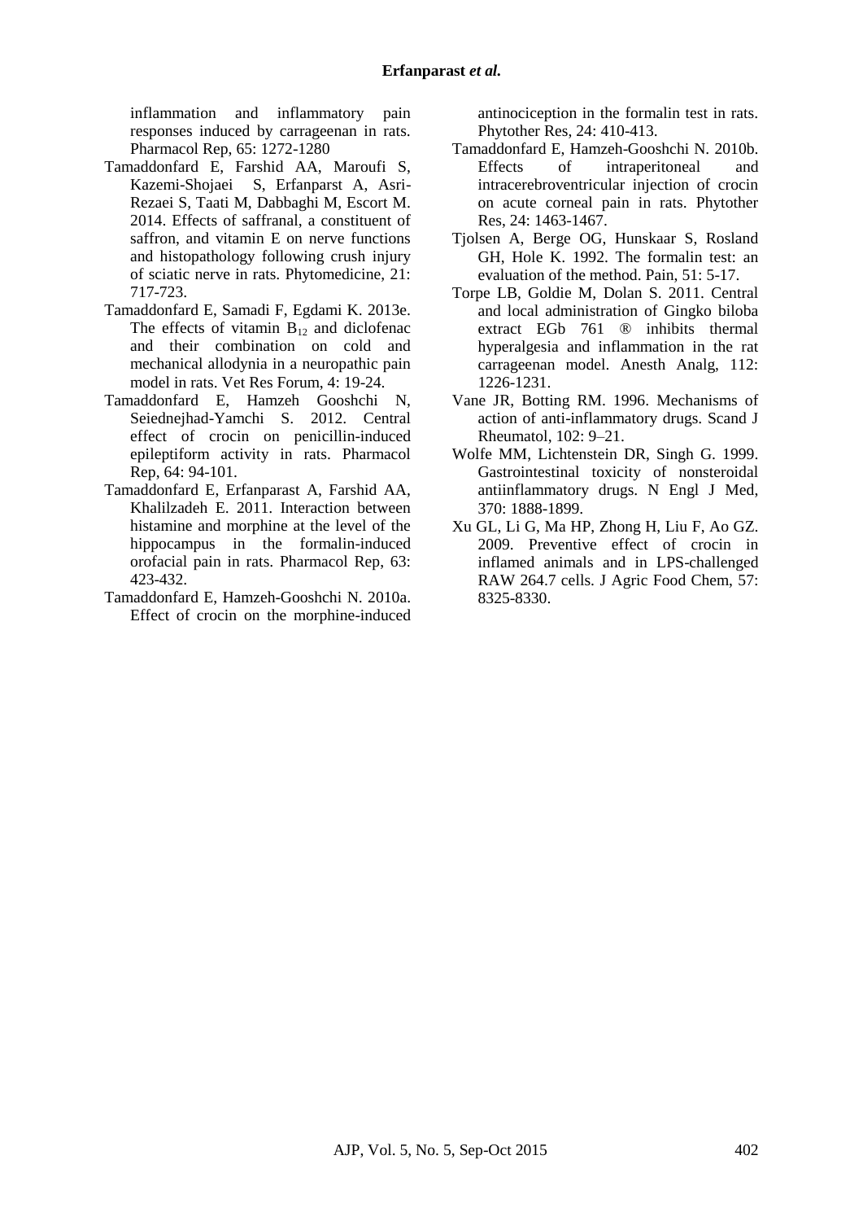inflammation and inflammatory pain responses induced by carrageenan in rats. Pharmacol Rep, 65: 1272-1280

Tamaddonfard E, Farshid AA, Maroufi S, Kazemi-Shojaei S, Erfanparst A, Asri-Rezaei S, Taati M, Dabbaghi M, Escort M. 2014. Effects of saffranal, a constituent of saffron, and vitamin E on nerve functions and histopathology following crush injury of sciatic nerve in rats. Phytomedicine, 21: 717-723.

Tamaddonfard E, Samadi F, Egdami K. 2013e. The effects of vitamin $B_{12}$ and diclofenac and their combination on cold and mechanical allodynia in a neuropathic pain model in rats. Vet Res Forum, 4: 19-24.

Tamaddonfard E, Hamzeh Gooshchi N, Seiednejhad-Yamchi S. 2012. Central effect of crocin on penicillin-induced epileptiform activity in rats. Pharmacol Rep, 64: 94-101.

Tamaddonfard E, Erfanparast A, Farshid AA, Khalilzadeh E. 2011. Interaction between histamine and morphine at the level of the hippocampus in the formalin-induced orofacial pain in rats. Pharmacol Rep, 63: 423-432.

Tamaddonfard E, Hamzeh-Gooshchi N. 2010a. Effect of crocin on the morphine-induced antinociception in the formalin test in rats. Phytother Res, 24: 410-413.

Tamaddonfard E, Hamzeh-Gooshchi N. 2010b. Effects of intraperitoneal and intracerebroventricular injection of crocin on acute corneal pain in rats. Phytother Res, 24: 1463-1467.

Tjolsen A, Berge OG, Hunskaar S, Rosland GH, Hole K. 1992. The formalin test: an evaluation of the method. Pain, 51: 5-17.

Torpe LB, Goldie M, Dolan S. 2011. Central and local administration of Gingko biloba extract EGb 761 ® inhibits thermal hyperalgesia and inflammation in the rat carrageenan model. Anesth Analg, 112: 1226-1231.

Vane JR, Botting RM. 1996. Mechanisms of action of anti-inflammatory drugs. Scand J Rheumatol, 102: 9–21.

Wolfe MM, Lichtenstein DR, Singh G. 1999. Gastrointestinal toxicity of nonsteroidal antiinflammatory drugs. N Engl J Med, 370: 1888-1899.

Xu GL, Li G, Ma HP, Zhong H, Liu F, Ao GZ. 2009. Preventive effect of crocin in inflamed animals and in LPS-challenged RAW 264.7 cells. J Agric Food Chem, 57: 8325-8330.